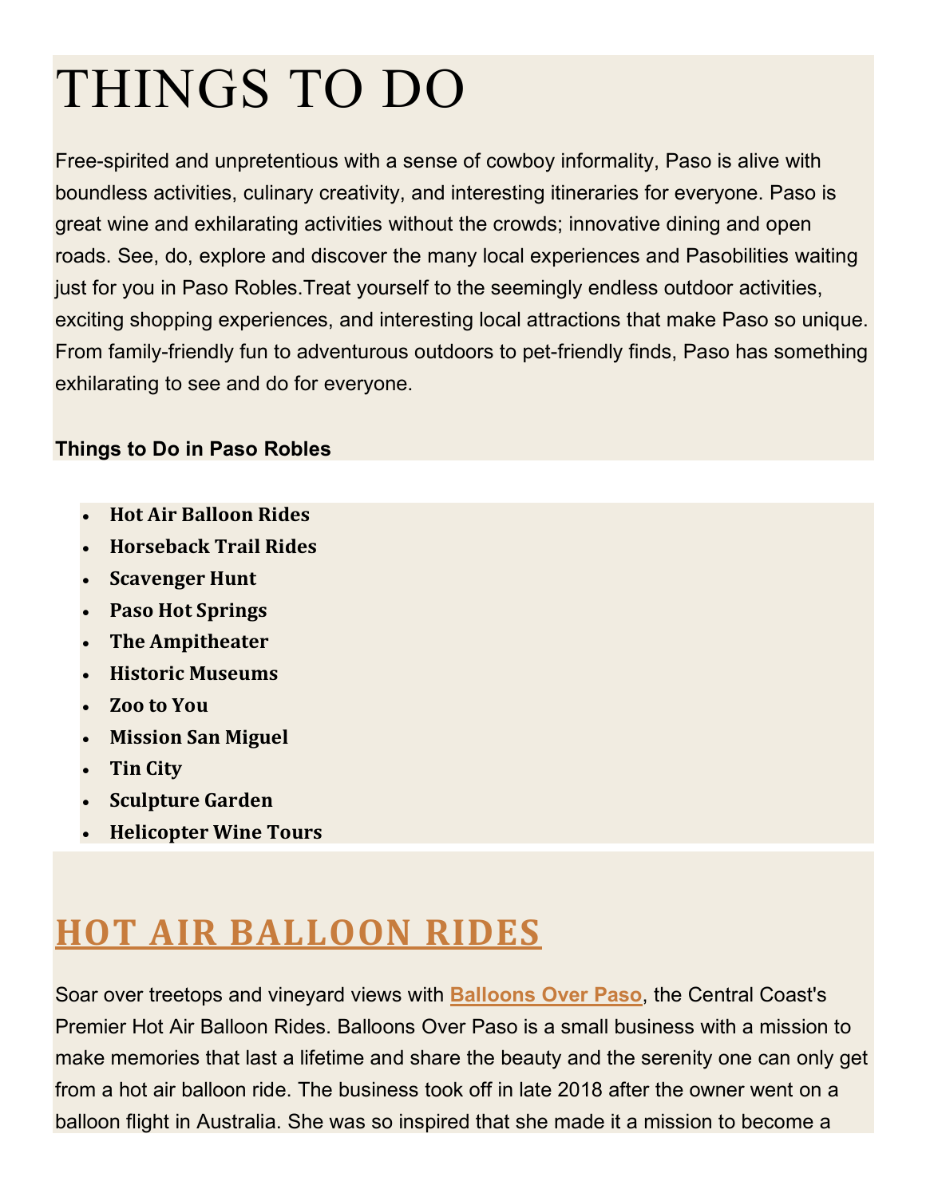# THINGS TO DO

Free-spirited and unpretentious with a sense of cowboy informality, Paso is alive with boundless activities, culinary creativity, and interesting itineraries for everyone. Paso is great wine and exhilarating activities without the crowds; innovative dining and open roads. See, do, explore and discover the many local experiences and Pasobilities waiting just for you in Paso Robles.Treat yourself to the seemingly endless outdoor activities, exciting shopping experiences, and interesting local attractions that make Paso so unique. From family-friendly fun to adventurous outdoors to pet-friendly finds, Paso has something exhilarating to see and do for everyone.

**Things to Do in Paso Robles**

- **Hot Air Balloon Rides**
- **Horseback Trail Rides**
- **Scavenger Hunt**
- **Paso Hot Springs**
- **The Ampitheater**
- **Historic Museums**
- **Zoo to You**
- **Mission San Miguel**
- **Tin City**
- **Sculpture Garden**
- **Helicopter Wine Tours**

## HOT AIR BALLOON RIDES

Soar over treetops and vineyard views with **Balloons Over Paso**, the Central Coast's Premier Hot Air Balloon Rides. Balloons Over Paso is a small business with a mission to make memories that last a lifetime and share the beauty and the serenity one can only get from a hot air balloon ride. The business took off in late 2018 after the owner went on a balloon flight in Australia. She was so inspired that she made it a mission to become a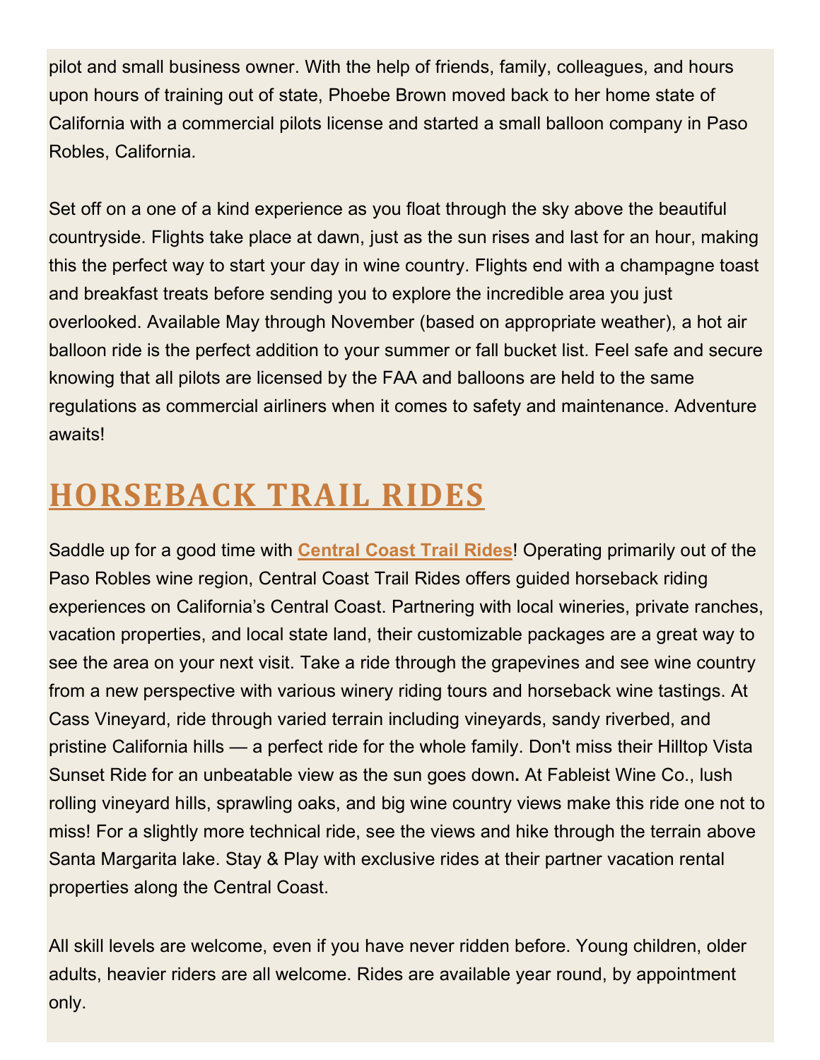pilot and small business owner. With the help of friends, family, colleagues, and hours upon hours of training out of state, Phoebe Brown moved back to her home state of California with a commercial pilots license and started a small balloon company in Paso Robles, California.

Set off on a one of a kind experience as you float through the sky above the beautiful countryside. Flights take place at dawn, just as the sun rises and last for an hour, making this the perfect way to start your day in wine country. Flights end with a champagne toast and breakfast treats before sending you to explore the incredible area you just overlooked. Available May through November (based on appropriate weather), a hot air balloon ride is the perfect addition to your summer or fall bucket list. Feel safe and secure knowing that all pilots are licensed by the FAA and balloons are held to the same regulations as commercial airliners when it comes to safety and maintenance. Adventure awaits!

## HORSEBACK TRAIL RIDES

Saddle up for a good time with **Central Coast Trail Rides**! Operating primarily out of the Paso Robles wine region, Central Coast Trail Rides offers guided horseback riding experiences on California's Central Coast. Partnering with local wineries, private ranches, vacation properties, and local state land, their customizable packages are a great way to see the area on your next visit. Take a ride through the grapevines and see wine country from a new perspective with various winery riding tours and horseback wine tastings. At Cass Vineyard, ride through varied terrain including vineyards, sandy riverbed, and pristine California hills — a perfect ride for the whole family. Don't miss their Hilltop Vista Sunset Ride for an unbeatable view as the sun goes down. At Fableist Wine Co., lush rolling vineyard hills, sprawling oaks, and big wine country views make this ride one not to miss! For a slightly more technical ride, see the views and hike through the terrain above Santa Margarita lake. Stay & Play with exclusive rides at their partner vacation rental properties along the Central Coast.

All skill levels are welcome, even if you have never ridden before. Young children, older adults, heavier riders are all welcome. Rides are available year round, by appointment only.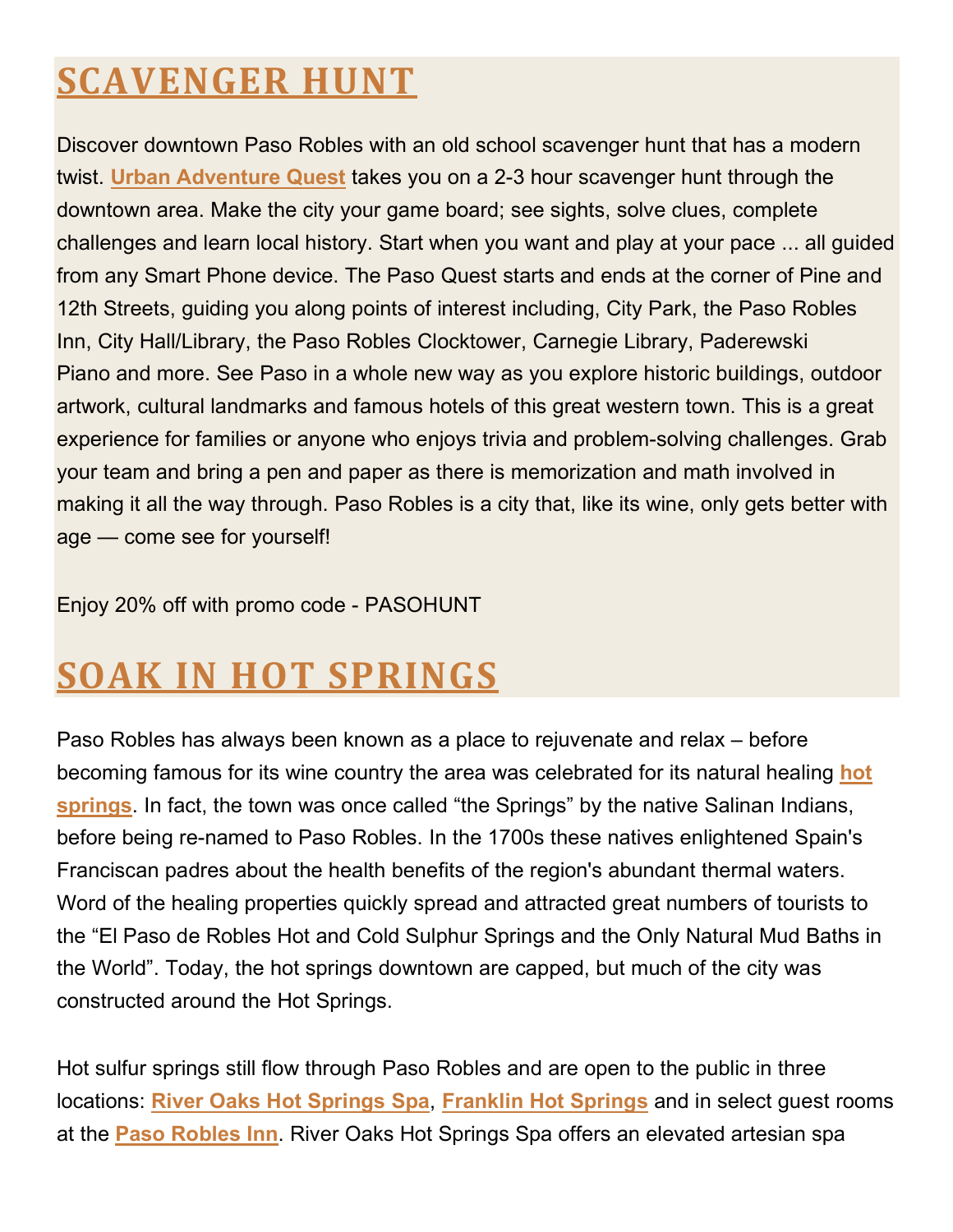## SCAVENGER HUNT

Discover downtown Paso Robles with an old school scavenger hunt that has a modern twist. **Urban Adventure Quest** takes you on a 2-3 hour scavenger hunt through the downtown area. Make the city your game board; see sights, solve clues, complete challenges and learn local history. Start when you want and play at your pace ... all guided from any Smart Phone device. The Paso Quest starts and ends at the corner of Pine and 12th Streets, guiding you along points of interest including, City Park, the Paso Robles Inn, City Hall/Library, the Paso Robles Clocktower, Carnegie Library, Paderewski Piano and more. See Paso in a whole new way as you explore historic buildings, outdoor artwork, cultural landmarks and famous hotels of this great western town. This is a great experience for families or anyone who enjoys trivia and problem-solving challenges. Grab your team and bring a pen and paper as there is memorization and math involved in making it all the way through. Paso Robles is a city that, like its wine, only gets better with age — come see for yourself!

Enjoy 20% off with promo code - PASOHUNT

## SOAK IN HOT SPRINGS

Paso Robles has always been known as a place to rejuvenate and relax – before becoming famous for its wine country the area was celebrated for its natural healing **hot springs**. In fact, the town was once called "the Springs" by the native Salinan Indians, before being re-named to Paso Robles. In the 1700s these natives enlightened Spain's Franciscan padres about the health benefits of the region's abundant thermal waters. Word of the healing properties quickly spread and attracted great numbers of tourists to the "El Paso de Robles Hot and Cold Sulphur Springs and the Only Natural Mud Baths in the World". Today, the hot springs downtown are capped, but much of the city was constructed around the Hot Springs.

Hot sulfur springs still flow through Paso Robles and are open to the public in three locations: **River Oaks Hot Springs Spa**, **Franklin Hot Springs** and in select guest rooms at the **Paso Robles Inn**. River Oaks Hot Springs Spa offers an elevated artesian spa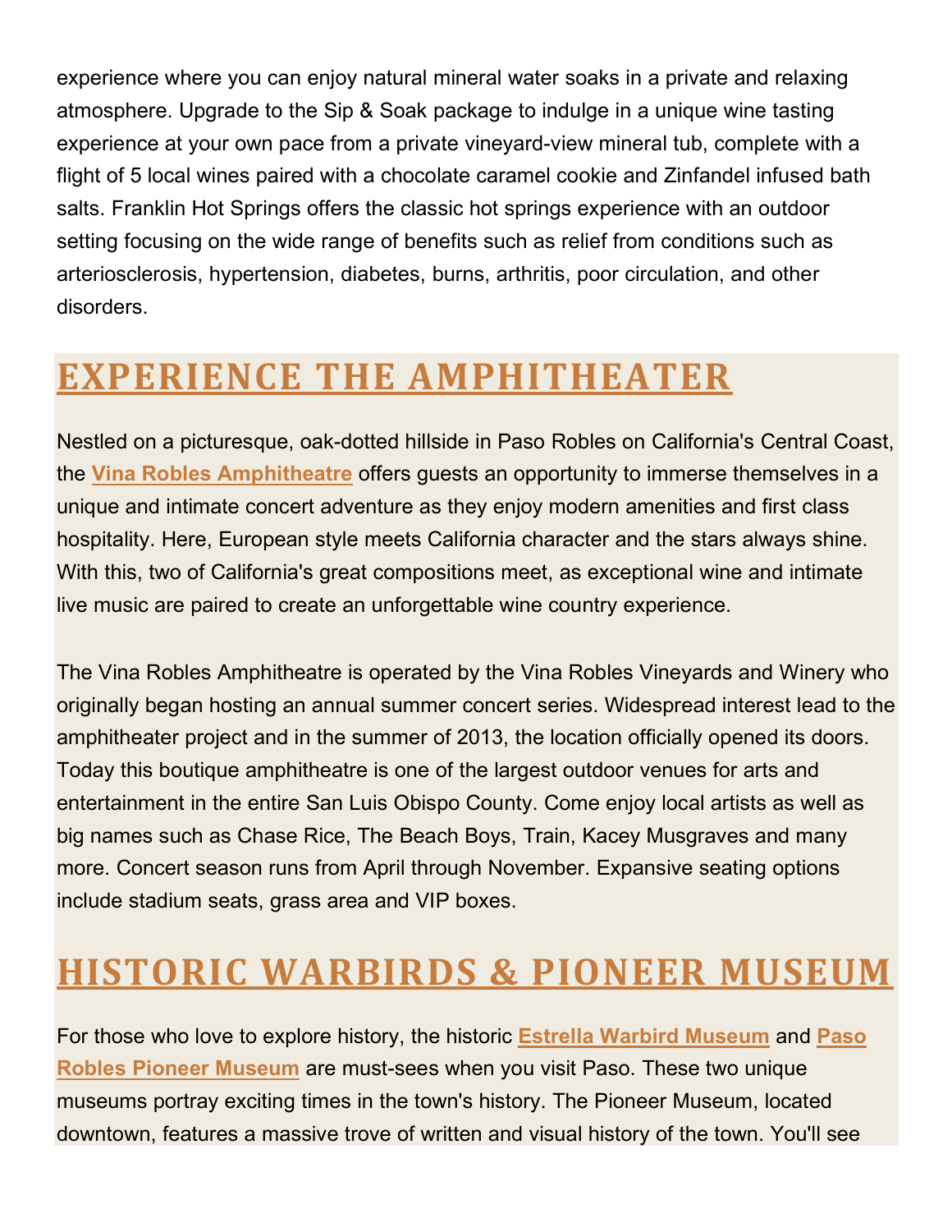experience where you can enjoy natural mineral water soaks in a private and relaxing atmosphere. Upgrade to the Sip & Soak package to indulge in a unique wine tasting experience at your own pace from a private vineyard-view mineral tub, complete with a flight of 5 local wines paired with a chocolate caramel cookie and Zinfandel infused bath salts. Franklin Hot Springs offers the classic hot springs experience with an outdoor setting focusing on the wide range of benefits such as relief from conditions such as arteriosclerosis, hypertension, diabetes, burns, arthritis, poor circulation, and other disorders.

## EXPERIENCE THE AMPHITHEATER

Nestled on a picturesque, oak-dotted hillside in Paso Robles on California's Central Coast, the **Vina Robles Amphitheatre** offers guests an opportunity to immerse themselves in a unique and intimate concert adventure as they enjoy modern amenities and first class hospitality. Here, European style meets California character and the stars always shine. With this, two of California's great compositions meet, as exceptional wine and intimate live music are paired to create an unforgettable wine country experience.

The Vina Robles Amphitheatre is operated by the Vina Robles Vineyards and Winery who originally began hosting an annual summer concert series. Widespread interest lead to the amphitheater project and in the summer of 2013, the location officially opened its doors. Today this boutique amphitheatre is one of the largest outdoor venues for arts and entertainment in the entire San Luis Obispo County. Come enjoy local artists as well as big names such as Chase Rice, The Beach Boys, Train, Kacey Musgraves and many more. Concert season runs from April through November. Expansive seating options include stadium seats, grass area and VIP boxes.

## HISTORIC WARBIRDS & PIONEER MUSEUM

For those who love to explore history, the historic **Estrella Warbird Museum** and **Paso Robles Pioneer Museum** are must-sees when you visit Paso. These two unique museums portray exciting times in the town's history. The Pioneer Museum, located downtown, features a massive trove of written and visual history of the town. You'll see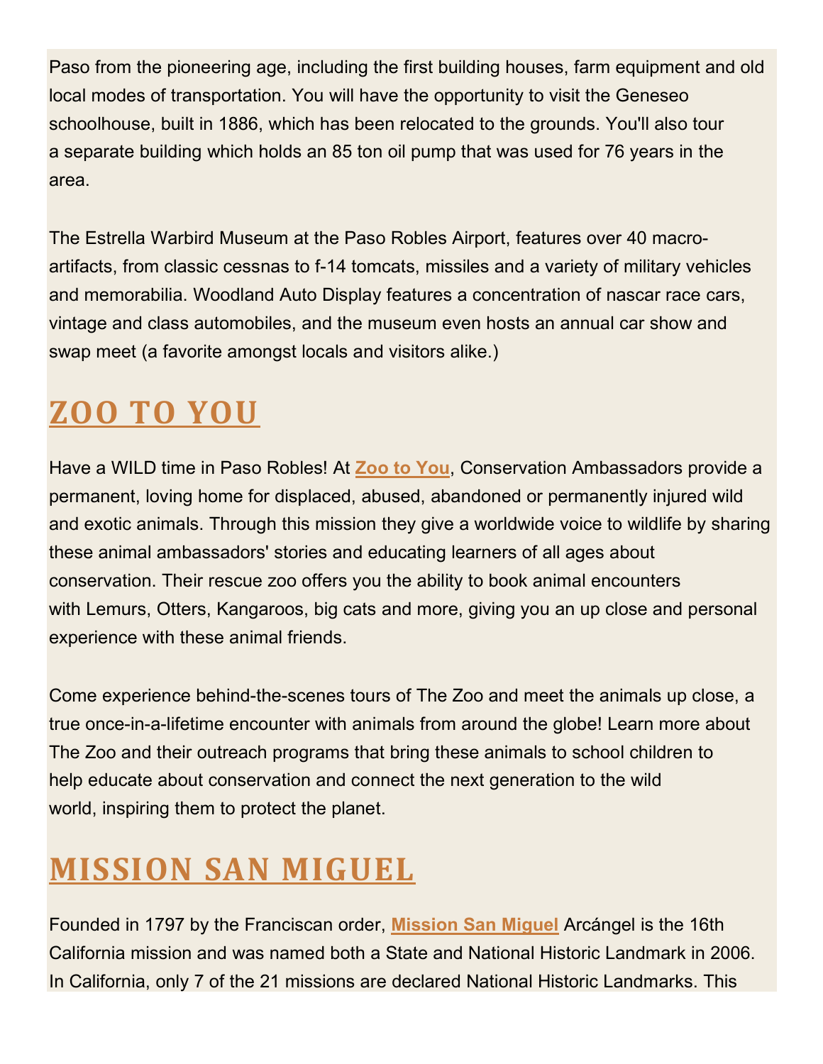Paso from the pioneering age, including the first building houses, farm equipment and old local modes of transportation. You will have the opportunity to visit the Geneseo schoolhouse, built in 1886, which has been relocated to the grounds. You'll also tour a separate building which holds an 85 ton oil pump that was used for 76 years in the area.

The Estrella Warbird Museum at the Paso Robles Airport, features over 40 macro-artifacts, from classic cessnas to f-14 tomcats, missiles and a variety of military vehicles and memorabilia. Woodland Auto Display features a concentration of nascar race cars, vintage and class automobiles, and the museum even hosts an annual car show and swap meet (a favorite amongst locals and visitors alike.)

## ZOO TO YOU

Have a WILD time in Paso Robles! At **Zoo to You**, Conservation Ambassadors provide a permanent, loving home for displaced, abused, abandoned or permanently injured wild and exotic animals. Through this mission they give a worldwide voice to wildlife by sharing these animal ambassadors' stories and educating learners of all ages about conservation. Their rescue zoo offers you the ability to book animal encounters with Lemurs, Otters, Kangaroos, big cats and more, giving you an up close and personal experience with these animal friends.

Come experience behind-the-scenes tours of The Zoo and meet the animals up close, a true once-in-a-lifetime encounter with animals from around the globe! Learn more about The Zoo and their outreach programs that bring these animals to school children to help educate about conservation and connect the next generation to the wild world, inspiring them to protect the planet.

## MISSION SAN MIGUEL

Founded in 1797 by the Franciscan order, **Mission San Miguel** Arcángel is the 16th California mission and was named both a State and National Historic Landmark in 2006. In California, only 7 of the 21 missions are declared National Historic Landmarks. This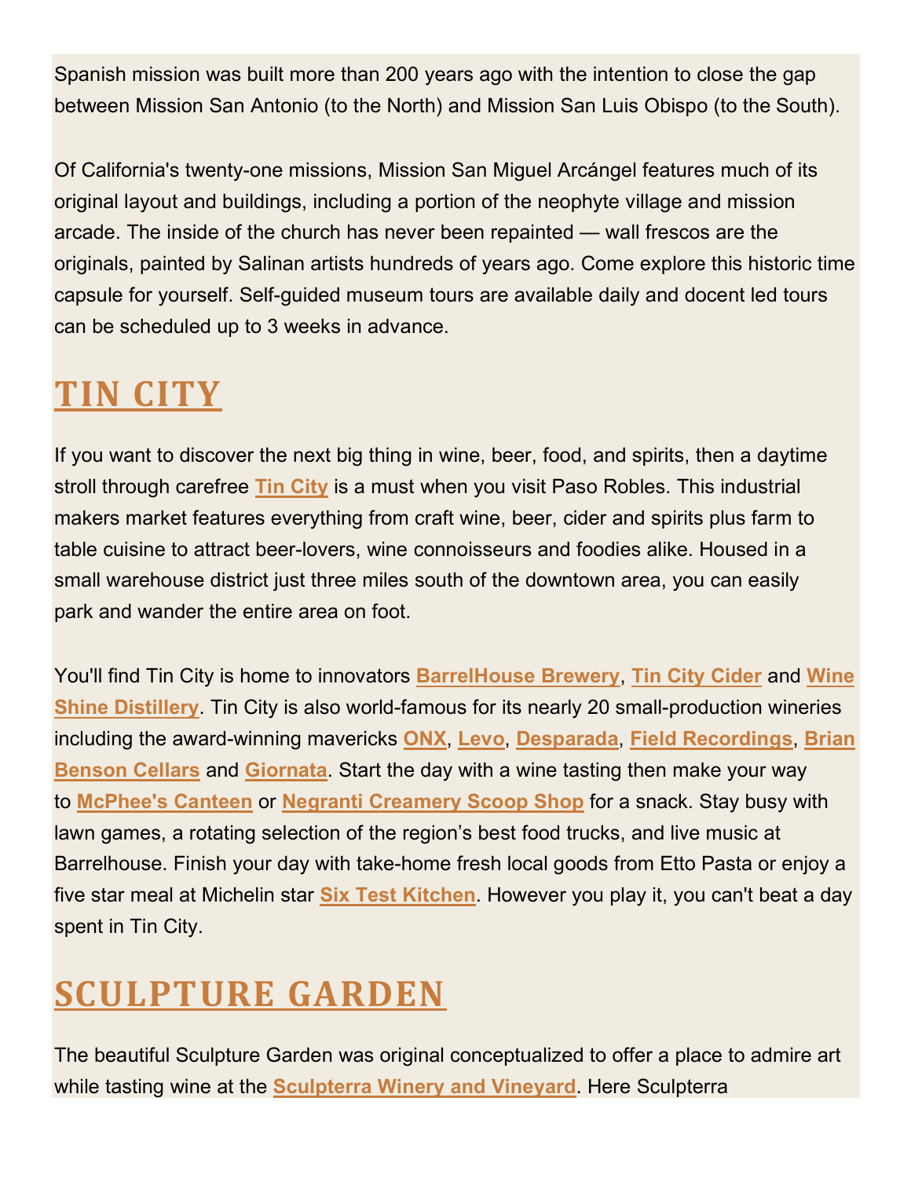Spanish mission was built more than 200 years ago with the intention to close the gap between Mission San Antonio (to the North) and Mission San Luis Obispo (to the South).

Of California's twenty-one missions, Mission San Miguel Arcángel features much of its original layout and buildings, including a portion of the neophyte village and mission arcade. The inside of the church has never been repainted — wall frescos are the originals, painted by Salinan artists hundreds of years ago. Come explore this historic time capsule for yourself. Self-guided museum tours are available daily and docent led tours can be scheduled up to 3 weeks in advance.

## TIN CITY

If you want to discover the next big thing in wine, beer, food, and spirits, then a daytime stroll through carefree Tin City is a must when you visit Paso Robles. This industrial makers market features everything from craft wine, beer, cider and spirits plus farm to table cuisine to attract beer-lovers, wine connoisseurs and foodies alike. Housed in a small warehouse district just three miles south of the downtown area, you can easily park and wander the entire area on foot.

You'll find Tin City is home to innovators BarrelHouse Brewery, Tin City Cider and Wine Shine Distillery. Tin City is also world-famous for its nearly 20 small-production wineries including the award-winning mavericks ONX, Levo, Desparada, Field Recordings, Brian Benson Cellars and Giornata. Start the day with a wine tasting then make your way to McPhee's Canteen or Negranti Creamery Scoop Shop for a snack. Stay busy with lawn games, a rotating selection of the region's best food trucks, and live music at Barrelhouse. Finish your day with take-home fresh local goods from Etto Pasta or enjoy a five star meal at Michelin star Six Test Kitchen. However you play it, you can't beat a day spent in Tin City.

## SCULPTURE GARDEN

The beautiful Sculpture Garden was original conceptualized to offer a place to admire art while tasting wine at the Sculpterra Winery and Vineyard. Here Sculpterra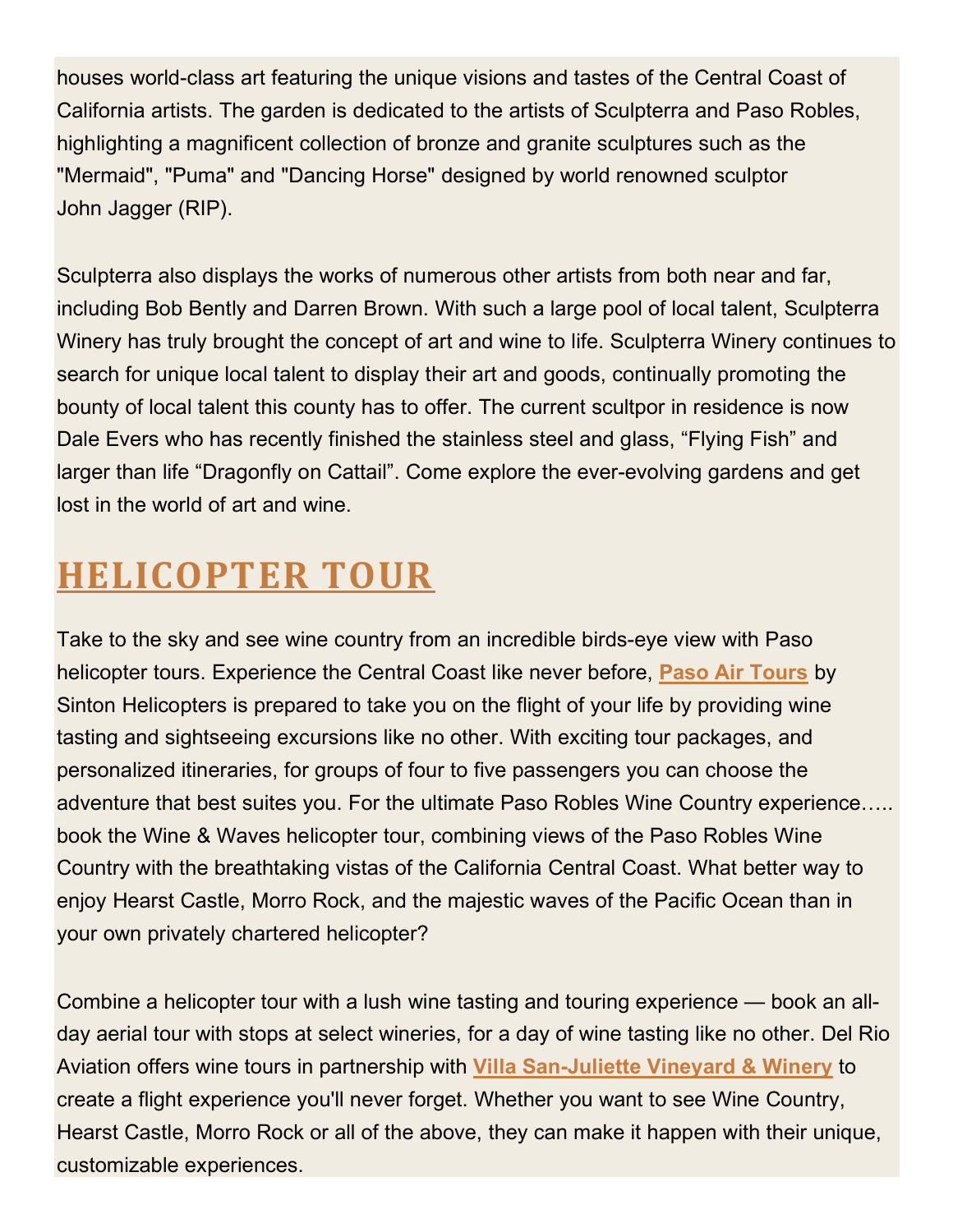houses world-class art featuring the unique visions and tastes of the Central Coast of California artists. The garden is dedicated to the artists of Sculpterra and Paso Robles, highlighting a magnificent collection of bronze and granite sculptures such as the "Mermaid", "Puma" and "Dancing Horse" designed by world renowned sculptor John Jagger (RIP).

Sculpterra also displays the works of numerous other artists from both near and far, including Bob Bently and Darren Brown. With such a large pool of local talent, Sculpterra Winery has truly brought the concept of art and wine to life. Sculpterra Winery continues to search for unique local talent to display their art and goods, continually promoting the bounty of local talent this county has to offer. The current scultpor in residence is now Dale Evers who has recently finished the stainless steel and glass, "Flying Fish" and larger than life "Dragonfly on Cattail". Come explore the ever-evolving gardens and get lost in the world of art and wine.

## HELICOPTER TOUR

Take to the sky and see wine country from an incredible birds-eye view with Paso helicopter tours. Experience the Central Coast like never before, **Paso Air Tours** by Sinton Helicopters is prepared to take you on the flight of your life by providing wine tasting and sightseeing excursions like no other. With exciting tour packages, and personalized itineraries, for groups of four to five passengers you can choose the adventure that best suites you. For the ultimate Paso Robles Wine Country experience….. book the Wine & Waves helicopter tour, combining views of the Paso Robles Wine Country with the breathtaking vistas of the California Central Coast. What better way to enjoy Hearst Castle, Morro Rock, and the majestic waves of the Pacific Ocean than in your own privately chartered helicopter?

Combine a helicopter tour with a lush wine tasting and touring experience — book an all-day aerial tour with stops at select wineries, for a day of wine tasting like no other. Del Rio Aviation offers wine tours in partnership with **Villa San-Juliette Vineyard & Winery** to create a flight experience you'll never forget. Whether you want to see Wine Country, Hearst Castle, Morro Rock or all of the above, they can make it happen with their unique, customizable experiences.